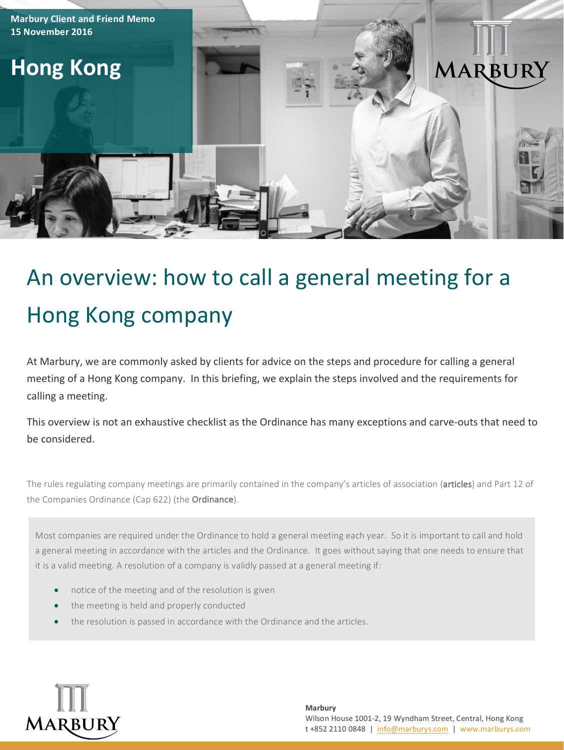Marbury Client and Friend Memo
15 November 2016

# Hong Kong

# An overview: how to call a general meeting for a Hong Kong company

At Marbury, we are commonly asked by clients for advice on the steps and procedure for calling a general meeting of a Hong Kong company. In this briefing, we explain the steps involved and the requirements for calling a meeting.

This overview is not an exhaustive checklist as the Ordinance has many exceptions and carve-outs that need to be considered.

The rules regulating company meetings are primarily contained in the company's articles of association (**articles**) and Part 12 of the Companies Ordinance (Cap 622) (the **Ordinance**).

Most companies are required under the Ordinance to hold a general meeting each year. So it is important to call and hold a general meeting in accordance with the articles and the Ordinance. It goes without saying that one needs to ensure that it is a valid meeting. A resolution of a company is validly passed at a general meeting if:

- notice of the meeting and of the resolution is given
- the meeting is held and properly conducted
- the resolution is passed in accordance with the Ordinance and the articles.

**Marbury**
Wilson House 1001-2, 19 Wyndham Street, Central, Hong Kong
t +852 2110 0848 | info@marburys.com | www.marburys.com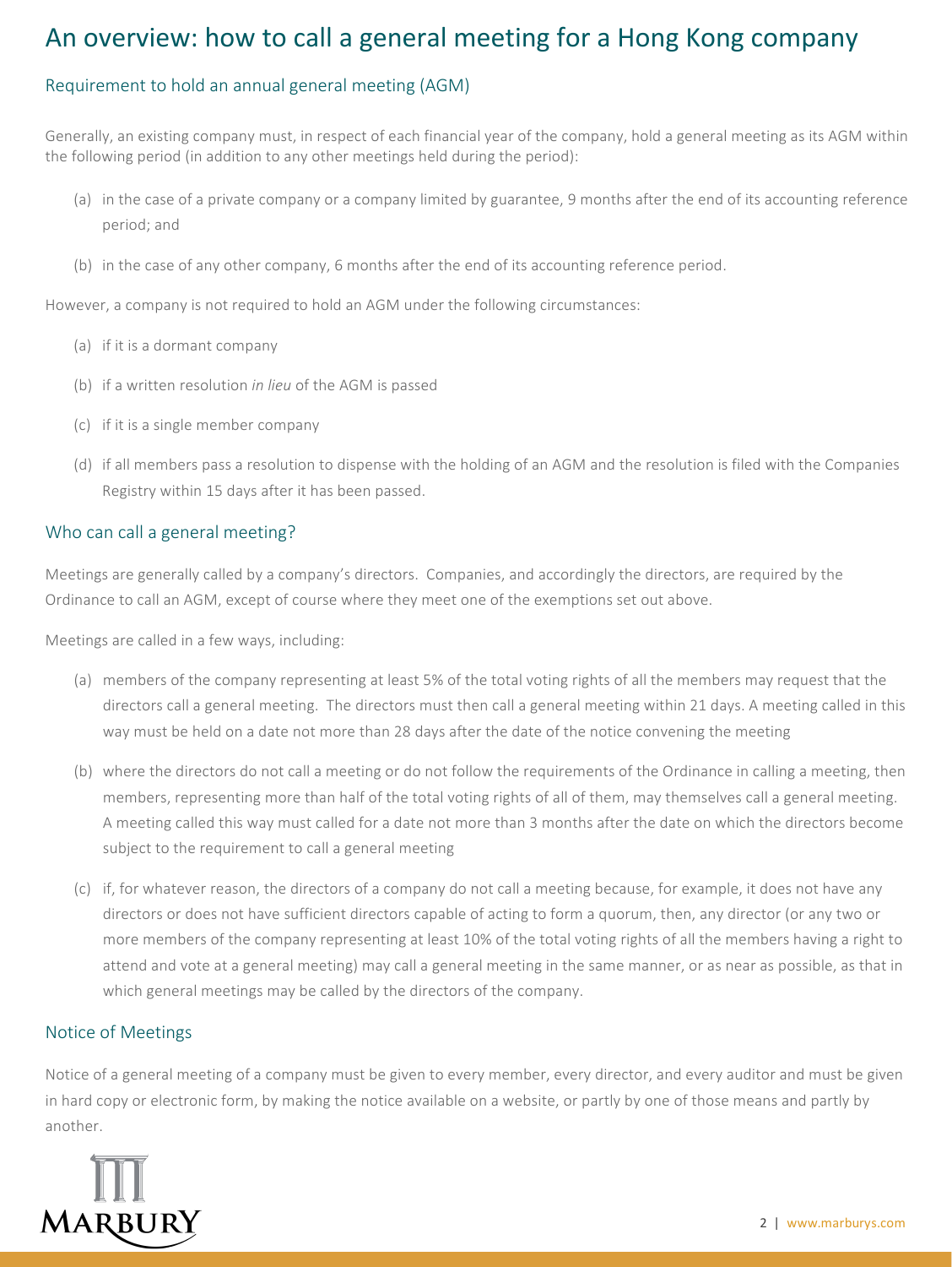# An overview: how to call a general meeting for a Hong Kong company

## Requirement to hold an annual general meeting (AGM)

Generally, an existing company must, in respect of each financial year of the company, hold a general meeting as its AGM within the following period (in addition to any other meetings held during the period):

(a) in the case of a private company or a company limited by guarantee, 9 months after the end of its accounting reference period; and

(b) in the case of any other company, 6 months after the end of its accounting reference period.

However, a company is not required to hold an AGM under the following circumstances:

(a) if it is a dormant company

(b) if a written resolution *in lieu* of the AGM is passed

(c) if it is a single member company

(d) if all members pass a resolution to dispense with the holding of an AGM and the resolution is filed with the Companies Registry within 15 days after it has been passed.

## Who can call a general meeting?

Meetings are generally called by a company's directors. Companies, and accordingly the directors, are required by the Ordinance to call an AGM, except of course where they meet one of the exemptions set out above.

Meetings are called in a few ways, including:

(a) members of the company representing at least 5% of the total voting rights of all the members may request that the directors call a general meeting. The directors must then call a general meeting within 21 days. A meeting called in this way must be held on a date not more than 28 days after the date of the notice convening the meeting

(b) where the directors do not call a meeting or do not follow the requirements of the Ordinance in calling a meeting, then members, representing more than half of the total voting rights of all of them, may themselves call a general meeting. A meeting called this way must called for a date not more than 3 months after the date on which the directors become subject to the requirement to call a general meeting

(c) if, for whatever reason, the directors of a company do not call a meeting because, for example, it does not have any directors or does not have sufficient directors capable of acting to form a quorum, then, any director (or any two or more members of the company representing at least 10% of the total voting rights of all the members having a right to attend and vote at a general meeting) may call a general meeting in the same manner, or as near as possible, as that in which general meetings may be called by the directors of the company.

## Notice of Meetings

Notice of a general meeting of a company must be given to every member, every director, and every auditor and must be given in hard copy or electronic form, by making the notice available on a website, or partly by one of those means and partly by another.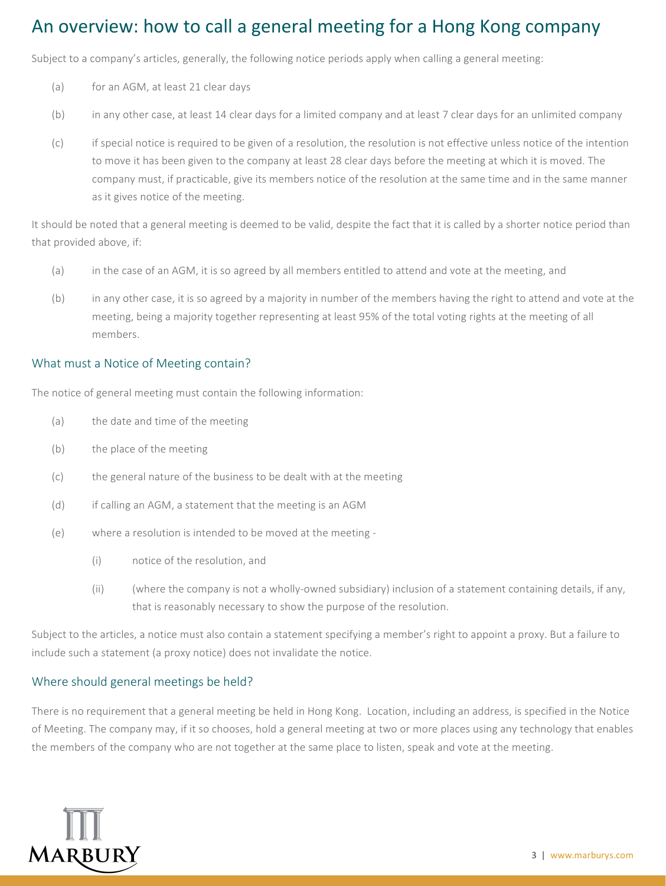# An overview: how to call a general meeting for a Hong Kong company

Subject to a company's articles, generally, the following notice periods apply when calling a general meeting:

(a) for an AGM, at least 21 clear days

(b) in any other case, at least 14 clear days for a limited company and at least 7 clear days for an unlimited company

(c) if special notice is required to be given of a resolution, the resolution is not effective unless notice of the intention to move it has been given to the company at least 28 clear days before the meeting at which it is moved. The company must, if practicable, give its members notice of the resolution at the same time and in the same manner as it gives notice of the meeting.

It should be noted that a general meeting is deemed to be valid, despite the fact that it is called by a shorter notice period than that provided above, if:

(a) in the case of an AGM, it is so agreed by all members entitled to attend and vote at the meeting, and

(b) in any other case, it is so agreed by a majority in number of the members having the right to attend and vote at the meeting, being a majority together representing at least 95% of the total voting rights at the meeting of all members.

## What must a Notice of Meeting contain?

The notice of general meeting must contain the following information:

(a) the date and time of the meeting

(b) the place of the meeting

(c) the general nature of the business to be dealt with at the meeting

(d) if calling an AGM, a statement that the meeting is an AGM

(e) where a resolution is intended to be moved at the meeting -

  (i) notice of the resolution, and

  (ii) (where the company is not a wholly-owned subsidiary) inclusion of a statement containing details, if any, that is reasonably necessary to show the purpose of the resolution.

Subject to the articles, a notice must also contain a statement specifying a member's right to appoint a proxy. But a failure to include such a statement (a proxy notice) does not invalidate the notice.

## Where should general meetings be held?

There is no requirement that a general meeting be held in Hong Kong. Location, including an address, is specified in the Notice of Meeting. The company may, if it so chooses, hold a general meeting at two or more places using any technology that enables the members of the company who are not together at the same place to listen, speak and vote at the meeting.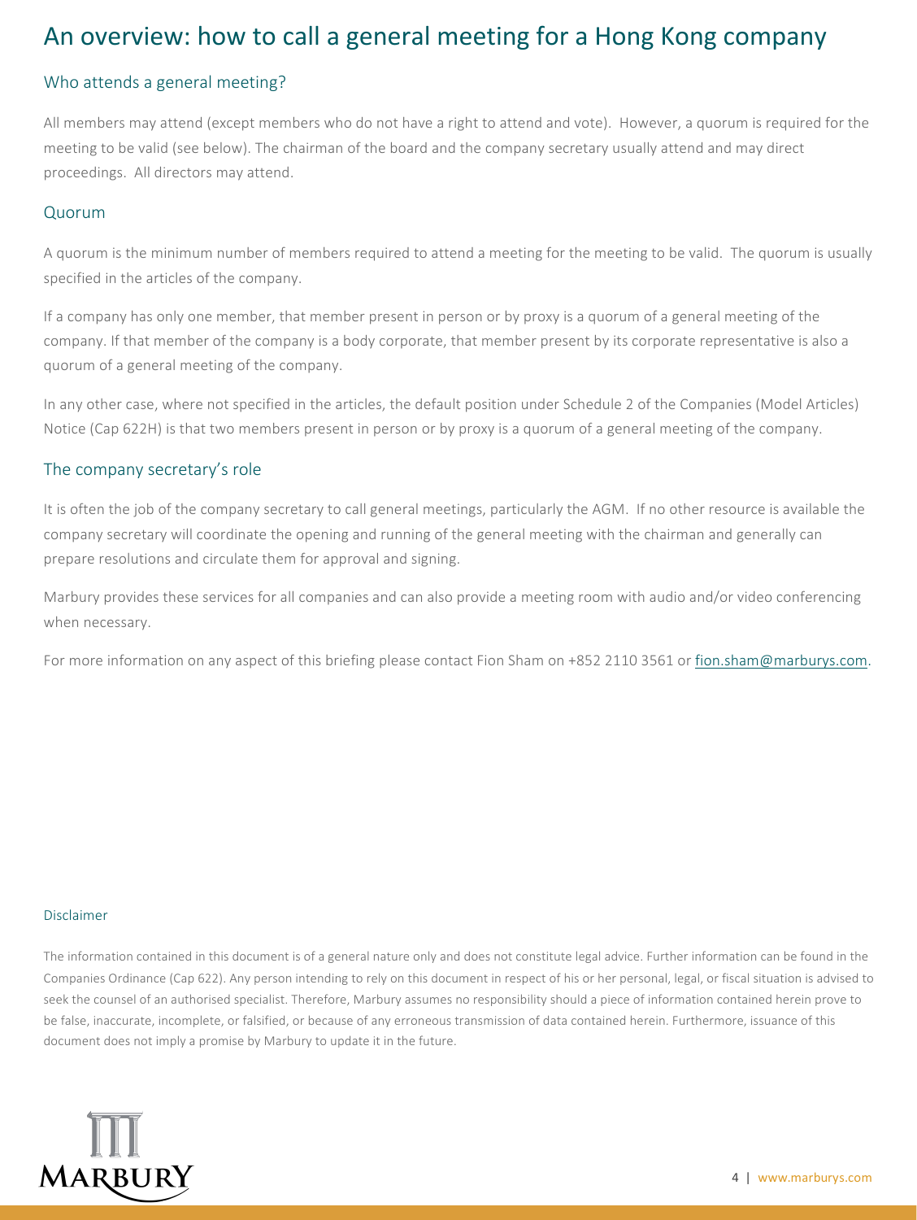# An overview: how to call a general meeting for a Hong Kong company

## Who attends a general meeting?

All members may attend (except members who do not have a right to attend and vote). However, a quorum is required for the meeting to be valid (see below). The chairman of the board and the company secretary usually attend and may direct proceedings. All directors may attend.

## Quorum

A quorum is the minimum number of members required to attend a meeting for the meeting to be valid. The quorum is usually specified in the articles of the company.

If a company has only one member, that member present in person or by proxy is a quorum of a general meeting of the company. If that member of the company is a body corporate, that member present by its corporate representative is also a quorum of a general meeting of the company.

In any other case, where not specified in the articles, the default position under Schedule 2 of the Companies (Model Articles) Notice (Cap 622H) is that two members present in person or by proxy is a quorum of a general meeting of the company.

## The company secretary's role

It is often the job of the company secretary to call general meetings, particularly the AGM. If no other resource is available the company secretary will coordinate the opening and running of the general meeting with the chairman and generally can prepare resolutions and circulate them for approval and signing.

Marbury provides these services for all companies and can also provide a meeting room with audio and/or video conferencing when necessary.

For more information on any aspect of this briefing please contact Fion Sham on +852 2110 3561 or fion.sham@marburys.com.

### Disclaimer

The information contained in this document is of a general nature only and does not constitute legal advice. Further information can be found in the Companies Ordinance (Cap 622). Any person intending to rely on this document in respect of his or her personal, legal, or fiscal situation is advised to seek the counsel of an authorised specialist. Therefore, Marbury assumes no responsibility should a piece of information contained herein prove to be false, inaccurate, incomplete, or falsified, or because of any erroneous transmission of data contained herein. Furthermore, issuance of this document does not imply a promise by Marbury to update it in the future.

MARBURY

www.marburys.com